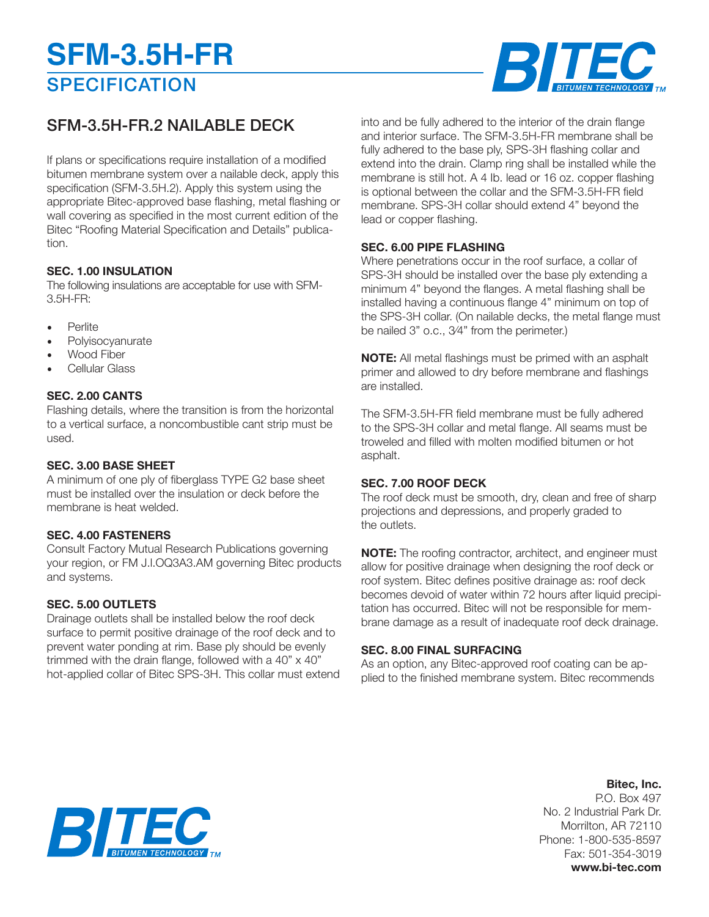# SFM-3.5H-FR

## SPECIFICATION

## SFM-3.5H-FR.2 NAILABLE DECK

If plans or specifications require installation of a modified bitumen membrane system over a nailable deck, apply this specification (SFM-3.5H.2). Apply this system using the appropriate Bitec-approved base flashing, metal flashing or wall covering as specified in the most current edition of the Bitec "Roofing Material Specification and Details" publication.

**SEC. 1.00 INSULATION**

The following insulations are acceptable for use with SFM-3.5H-FR:

- Perlite
- Polyisocyanurate
- Wood Fiber
- Cellular Glass

**SEC. 2.00 CANTS**

Flashing details, where the transition is from the horizontal to a vertical surface, a noncombustible cant strip must be used.

**SEC. 3.00 BASE SHEET**

A minimum of one ply of fiberglass TYPE G2 base sheet must be installed over the insulation or deck before the membrane is heat welded.

**SEC. 4.00 FASTENERS**

Consult Factory Mutual Research Publications governing your region, or FM J.I.OQ3A3.AM governing Bitec products and systems.

**SEC. 5.00 OUTLETS**

Drainage outlets shall be installed below the roof deck surface to permit positive drainage of the roof deck and to prevent water ponding at rim. Base ply should be evenly trimmed with the drain flange, followed with a 40" x 40" hot-applied collar of Bitec SPS-3H. This collar must extend into and be fully adhered to the interior of the drain flange and interior surface. The SFM-3.5H-FR membrane shall be fully adhered to the base ply, SPS-3H flashing collar and extend into the drain. Clamp ring shall be installed while the membrane is still hot. A 4 lb. lead or 16 oz. copper flashing is optional between the collar and the SFM-3.5H-FR field membrane. SPS-3H collar should extend 4" beyond the lead or copper flashing.

**SEC. 6.00 PIPE FLASHING**

Where penetrations occur in the roof surface, a collar of SPS-3H should be installed over the base ply extending a minimum 4" beyond the flanges. A metal flashing shall be installed having a continuous flange 4" minimum on top of the SPS-3H collar. (On nailable decks, the metal flange must be nailed 3" o.c., 3⁄4" from the perimeter.)

**NOTE:** All metal flashings must be primed with an asphalt primer and allowed to dry before membrane and flashings are installed.

The SFM-3.5H-FR field membrane must be fully adhered to the SPS-3H collar and metal flange. All seams must be troweled and filled with molten modified bitumen or hot asphalt.

**SEC. 7.00 ROOF DECK**

The roof deck must be smooth, dry, clean and free of sharp projections and depressions, and properly graded to the outlets.

**NOTE:** The roofing contractor, architect, and engineer must allow for positive drainage when designing the roof deck or roof system. Bitec defines positive drainage as: roof deck becomes devoid of water within 72 hours after liquid precipitation has occurred. Bitec will not be responsible for membrane damage as a result of inadequate roof deck drainage.

**SEC. 8.00 FINAL SURFACING**

As an option, any Bitec-approved roof coating can be applied to the finished membrane system. Bitec recommends

**Bitec, Inc.**
P.O. Box 497
No. 2 Industrial Park Dr.
Morrilton, AR 72110
Phone: 1-800-535-8597
Fax: 501-354-3019
**www.bi-tec.com**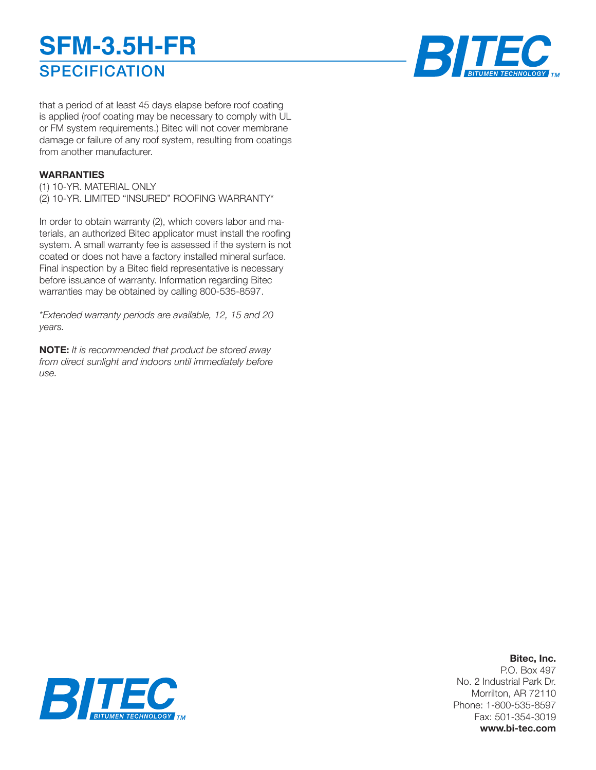# SFM-3.5H-FR

## SPECIFICATION

that a period of at least 45 days elapse before roof coating is applied (roof coating may be necessary to comply with UL or FM system requirements.) Bitec will not cover membrane damage or failure of any roof system, resulting from coatings from another manufacturer.

**WARRANTIES**

(1) 10-YR. MATERIAL ONLY
(2) 10-YR. LIMITED "INSURED" ROOFING WARRANTY*

In order to obtain warranty (2), which covers labor and materials, an authorized Bitec applicator must install the roofing system. A small warranty fee is assessed if the system is not coated or does not have a factory installed mineral surface. Final inspection by a Bitec field representative is necessary before issuance of warranty. Information regarding Bitec warranties may be obtained by calling 800-535-8597.

*\*Extended warranty periods are available, 12, 15 and 20 years.*

**NOTE:** *It is recommended that product be stored away from direct sunlight and indoors until immediately before use.*

**Bitec, Inc.**
P.O. Box 497
No. 2 Industrial Park Dr.
Morrilton, AR 72110
Phone: 1-800-535-8597
Fax: 501-354-3019
**www.bi-tec.com**